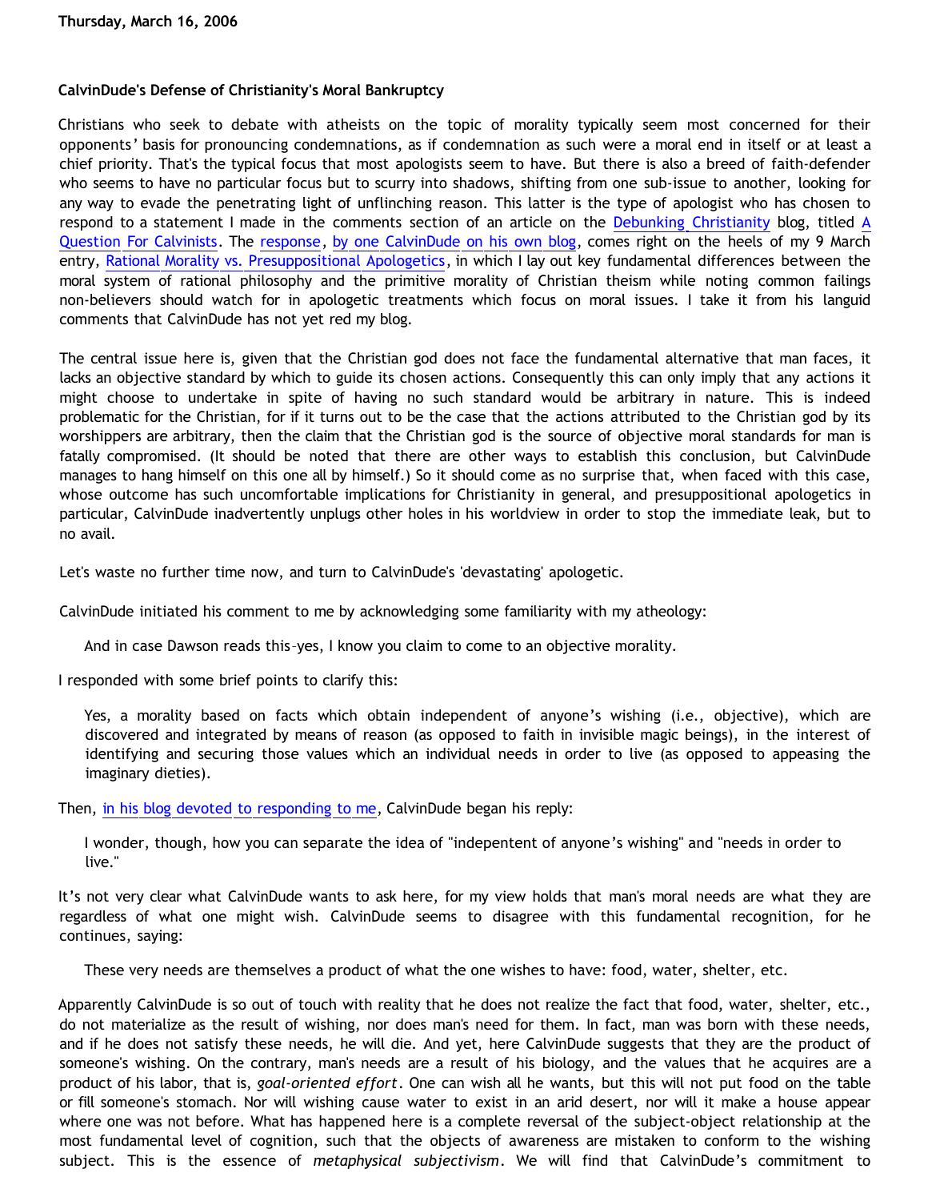Thursday, March 16, 2006

## CalvinDude's Defense of Christianity's Moral Bankruptcy

Christians who seek to debate with atheists on the topic of morality typically seem most concerned for their opponents' basis for pronouncing condemnations, as if condemnation as such were a moral end in itself or at least a chief priority. That's the typical focus that most apologists seem to have. But there is also a breed of faith-defender who seems to have no particular focus but to scurry into shadows, shifting from one sub-issue to another, looking for any way to evade the penetrating light of unflinching reason. This latter is the type of apologist who has chosen to respond to a statement I made in the comments section of an article on the Debunking Christianity blog, titled A Question For Calvinists. The response, by one CalvinDude on his own blog, comes right on the heels of my 9 March entry, Rational Morality vs. Presuppositional Apologetics, in which I lay out key fundamental differences between the moral system of rational philosophy and the primitive morality of Christian theism while noting common failings non-believers should watch for in apologetic treatments which focus on moral issues. I take it from his languid comments that CalvinDude has not yet red my blog.

The central issue here is, given that the Christian god does not face the fundamental alternative that man faces, it lacks an objective standard by which to guide its chosen actions. Consequently this can only imply that any actions it might choose to undertake in spite of having no such standard would be arbitrary in nature. This is indeed problematic for the Christian, for if it turns out to be the case that the actions attributed to the Christian god by its worshippers are arbitrary, then the claim that the Christian god is the source of objective moral standards for man is fatally compromised. (It should be noted that there are other ways to establish this conclusion, but CalvinDude manages to hang himself on this one all by himself.) So it should come as no surprise that, when faced with this case, whose outcome has such uncomfortable implications for Christianity in general, and presuppositional apologetics in particular, CalvinDude inadvertently unplugs other holes in his worldview in order to stop the immediate leak, but to no avail.

Let's waste no further time now, and turn to CalvinDude's 'devastating' apologetic.

CalvinDude initiated his comment to me by acknowledging some familiarity with my atheology:

> And in case Dawson reads this–yes, I know you claim to come to an objective morality.

I responded with some brief points to clarify this:

> Yes, a morality based on facts which obtain independent of anyone's wishing (i.e., objective), which are discovered and integrated by means of reason (as opposed to faith in invisible magic beings), in the interest of identifying and securing those values which an individual needs in order to live (as opposed to appeasing the imaginary dieties).

Then, in his blog devoted to responding to me, CalvinDude began his reply:

> I wonder, though, how you can separate the idea of "indepentent of anyone's wishing" and "needs in order to live."

It's not very clear what CalvinDude wants to ask here, for my view holds that man's moral needs are what they are regardless of what one might wish. CalvinDude seems to disagree with this fundamental recognition, for he continues, saying:

> These very needs are themselves a product of what the one wishes to have: food, water, shelter, etc.

Apparently CalvinDude is so out of touch with reality that he does not realize the fact that food, water, shelter, etc., do not materialize as the result of wishing, nor does man's need for them. In fact, man was born with these needs, and if he does not satisfy these needs, he will die. And yet, here CalvinDude suggests that they are the product of someone's wishing. On the contrary, man's needs are a result of his biology, and the values that he acquires are a product of his labor, that is, *goal-oriented effort*. One can wish all he wants, but this will not put food on the table or fill someone's stomach. Nor will wishing cause water to exist in an arid desert, nor will it make a house appear where one was not before. What has happened here is a complete reversal of the subject-object relationship at the most fundamental level of cognition, such that the objects of awareness are mistaken to conform to the wishing subject. This is the essence of *metaphysical subjectivism*. We will find that CalvinDude's commitment to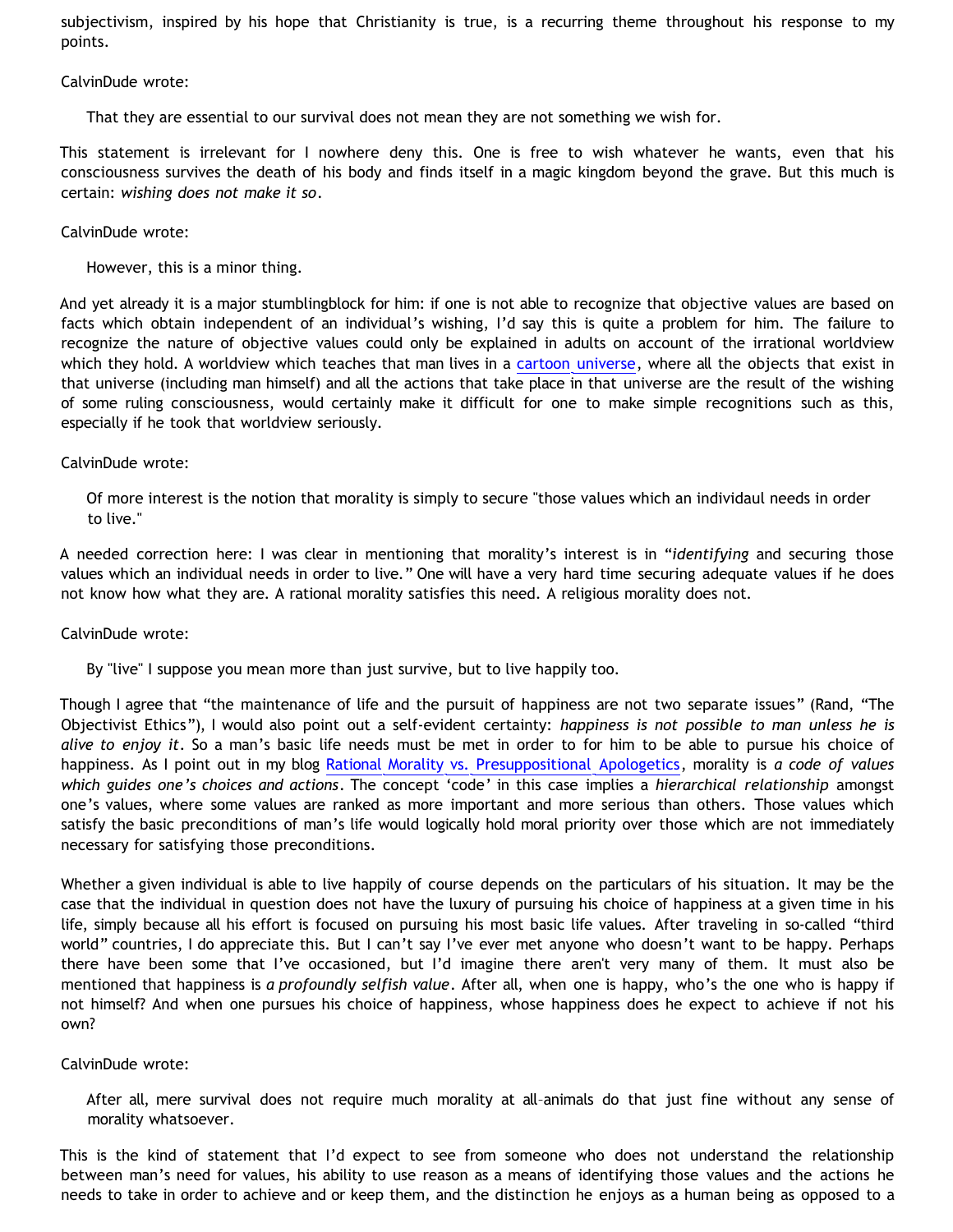subjectivism, inspired by his hope that Christianity is true, is a recurring theme throughout his response to my points.

CalvinDude wrote:

> That they are essential to our survival does not mean they are not something we wish for.

This statement is irrelevant for I nowhere deny this. One is free to wish whatever he wants, even that his consciousness survives the death of his body and finds itself in a magic kingdom beyond the grave. But this much is certain: *wishing does not make it so*.

CalvinDude wrote:

> However, this is a minor thing.

And yet already it is a major stumblingblock for him: if one is not able to recognize that objective values are based on facts which obtain independent of an individual's wishing, I'd say this is quite a problem for him. The failure to recognize the nature of objective values could only be explained in adults on account of the irrational worldview which they hold. A worldview which teaches that man lives in a [cartoon universe](), where all the objects that exist in that universe (including man himself) and all the actions that take place in that universe are the result of the wishing of some ruling consciousness, would certainly make it difficult for one to make simple recognitions such as this, especially if he took that worldview seriously.

CalvinDude wrote:

> Of more interest is the notion that morality is simply to secure "those values which an individaul needs in order to live."

A needed correction here: I was clear in mentioning that morality's interest is in "*identifying* and securing those values which an individual needs in order to live." One will have a very hard time securing adequate values if he does not know how what they are. A rational morality satisfies this need. A religious morality does not.

CalvinDude wrote:

> By "live" I suppose you mean more than just survive, but to live happily too.

Though I agree that "the maintenance of life and the pursuit of happiness are not two separate issues" (Rand, "The Objectivist Ethics"), I would also point out a self-evident certainty: *happiness is not possible to man unless he is alive to enjoy it*. So a man's basic life needs must be met in order to for him to be able to pursue his choice of happiness. As I point out in my blog [Rational Morality vs. Presuppositional Apologetics](), morality is *a code of values which guides one's choices and actions*. The concept 'code' in this case implies a *hierarchical relationship* amongst one's values, where some values are ranked as more important and more serious than others. Those values which satisfy the basic preconditions of man's life would logically hold moral priority over those which are not immediately necessary for satisfying those preconditions.

Whether a given individual is able to live happily of course depends on the particulars of his situation. It may be the case that the individual in question does not have the luxury of pursuing his choice of happiness at a given time in his life, simply because all his effort is focused on pursuing his most basic life values. After traveling in so-called "third world" countries, I do appreciate this. But I can't say I've ever met anyone who doesn't want to be happy. Perhaps there have been some that I've occasioned, but I'd imagine there aren't very many of them. It must also be mentioned that happiness is *a profoundly selfish value*. After all, when one is happy, who's the one who is happy if not himself? And when one pursues his choice of happiness, whose happiness does he expect to achieve if not his own?

CalvinDude wrote:

> After all, mere survival does not require much morality at all–animals do that just fine without any sense of morality whatsoever.

This is the kind of statement that I'd expect to see from someone who does not understand the relationship between man's need for values, his ability to use reason as a means of identifying those values and the actions he needs to take in order to achieve and or keep them, and the distinction he enjoys as a human being as opposed to a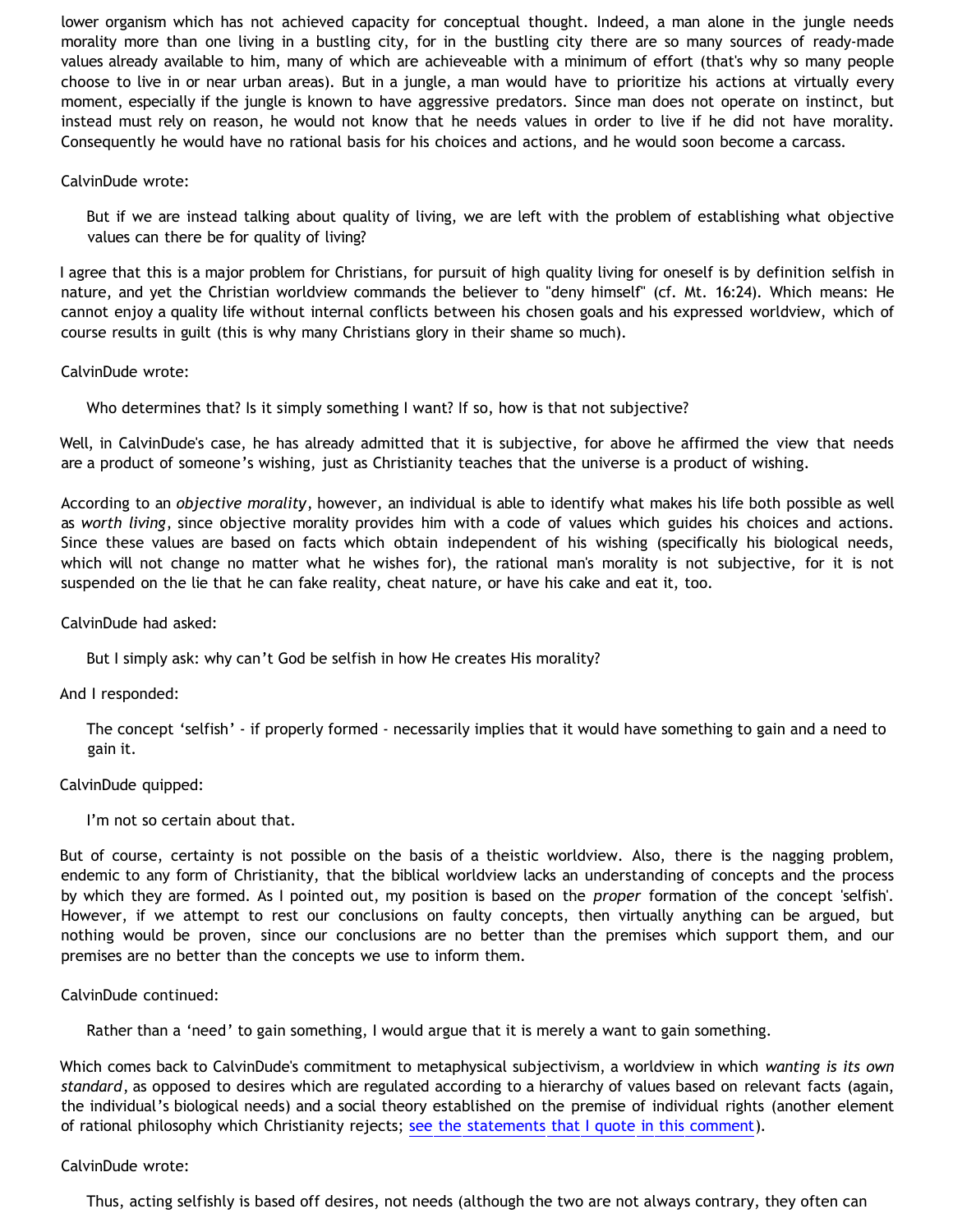lower organism which has not achieved capacity for conceptual thought. Indeed, a man alone in the jungle needs morality more than one living in a bustling city, for in the bustling city there are so many sources of ready-made values already available to him, many of which are achieveable with a minimum of effort (that's why so many people choose to live in or near urban areas). But in a jungle, a man would have to prioritize his actions at virtually every moment, especially if the jungle is known to have aggressive predators. Since man does not operate on instinct, but instead must rely on reason, he would not know that he needs values in order to live if he did not have morality. Consequently he would have no rational basis for his choices and actions, and he would soon become a carcass.

CalvinDude wrote:

> But if we are instead talking about quality of living, we are left with the problem of establishing what objective values can there be for quality of living?

I agree that this is a major problem for Christians, for pursuit of high quality living for oneself is by definition selfish in nature, and yet the Christian worldview commands the believer to "deny himself" (cf. Mt. 16:24). Which means: He cannot enjoy a quality life without internal conflicts between his chosen goals and his expressed worldview, which of course results in guilt (this is why many Christians glory in their shame so much).

CalvinDude wrote:

> Who determines that? Is it simply something I want? If so, how is that not subjective?

Well, in CalvinDude's case, he has already admitted that it is subjective, for above he affirmed the view that needs are a product of someone's wishing, just as Christianity teaches that the universe is a product of wishing.

According to an *objective morality*, however, an individual is able to identify what makes his life both possible as well as *worth living*, since objective morality provides him with a code of values which guides his choices and actions. Since these values are based on facts which obtain independent of his wishing (specifically his biological needs, which will not change no matter what he wishes for), the rational man's morality is not subjective, for it is not suspended on the lie that he can fake reality, cheat nature, or have his cake and eat it, too.

CalvinDude had asked:

> But I simply ask: why can't God be selfish in how He creates His morality?

And I responded:

> The concept 'selfish' - if properly formed - necessarily implies that it would have something to gain and a need to gain it.

CalvinDude quipped:

> I'm not so certain about that.

But of course, certainty is not possible on the basis of a theistic worldview. Also, there is the nagging problem, endemic to any form of Christianity, that the biblical worldview lacks an understanding of concepts and the process by which they are formed. As I pointed out, my position is based on the *proper* formation of the concept 'selfish'. However, if we attempt to rest our conclusions on faulty concepts, then virtually anything can be argued, but nothing would be proven, since our conclusions are no better than the premises which support them, and our premises are no better than the concepts we use to inform them.

CalvinDude continued:

> Rather than a 'need' to gain something, I would argue that it is merely a want to gain something.

Which comes back to CalvinDude's commitment to metaphysical subjectivism, a worldview in which *wanting is its own standard*, as opposed to desires which are regulated according to a hierarchy of values based on relevant facts (again, the individual's biological needs) and a social theory established on the premise of individual rights (another element of rational philosophy which Christianity rejects; see the statements that I quote in this comment).

CalvinDude wrote:

> Thus, acting selfishly is based off desires, not needs (although the two are not always contrary, they often can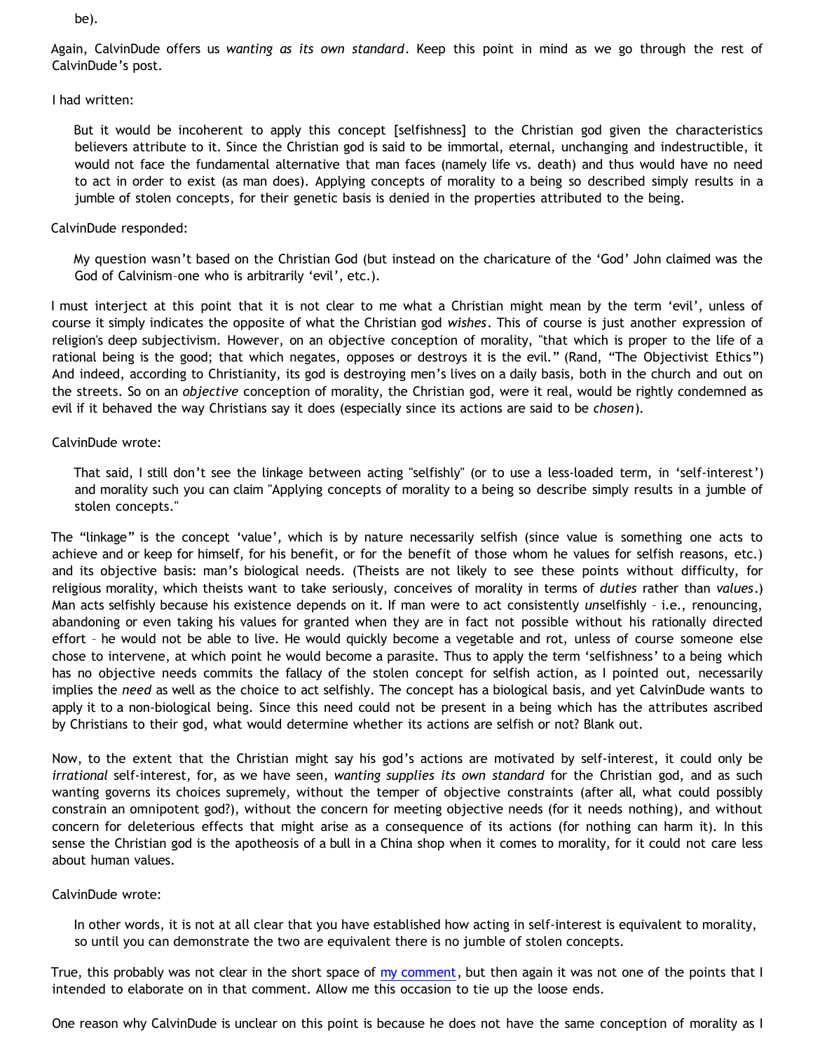be).

Again, CalvinDude offers us *wanting as its own standard*. Keep this point in mind as we go through the rest of CalvinDude's post.

I had written:

> But it would be incoherent to apply this concept [selfishness] to the Christian god given the characteristics believers attribute to it. Since the Christian god is said to be immortal, eternal, unchanging and indestructible, it would not face the fundamental alternative that man faces (namely life vs. death) and thus would have no need to act in order to exist (as man does). Applying concepts of morality to a being so described simply results in a jumble of stolen concepts, for their genetic basis is denied in the properties attributed to the being.

CalvinDude responded:

> My question wasn't based on the Christian God (but instead on the charicature of the 'God' John claimed was the God of Calvinism–one who is arbitrarily 'evil', etc.).

I must interject at this point that it is not clear to me what a Christian might mean by the term 'evil', unless of course it simply indicates the opposite of what the Christian god *wishes*. This of course is just another expression of religion's deep subjectivism. However, on an objective conception of morality, "that which is proper to the life of a rational being is the good; that which negates, opposes or destroys it is the evil." (Rand, "The Objectivist Ethics") And indeed, according to Christianity, its god is destroying men's lives on a daily basis, both in the church and out on the streets. So on an *objective* conception of morality, the Christian god, were it real, would be rightly condemned as evil if it behaved the way Christians say it does (especially since its actions are said to be *chosen*).

CalvinDude wrote:

> That said, I still don't see the linkage between acting "selfishly" (or to use a less-loaded term, in 'self-interest') and morality such you can claim "Applying concepts of morality to a being so describe simply results in a jumble of stolen concepts."

The "linkage" is the concept 'value', which is by nature necessarily selfish (since value is something one acts to achieve and or keep for himself, for his benefit, or for the benefit of those whom he values for selfish reasons, etc.) and its objective basis: man's biological needs. (Theists are not likely to see these points without difficulty, for religious morality, which theists want to take seriously, conceives of morality in terms of *duties* rather than *values*.) Man acts selfishly because his existence depends on it. If man were to act consistently *un*selfishly – i.e., renouncing, abandoning or even taking his values for granted when they are in fact not possible without his rationally directed effort – he would not be able to live. He would quickly become a vegetable and rot, unless of course someone else chose to intervene, at which point he would become a parasite. Thus to apply the term 'selfishness' to a being which has no objective needs commits the fallacy of the stolen concept for selfish action, as I pointed out, necessarily implies the *need* as well as the choice to act selfishly. The concept has a biological basis, and yet CalvinDude wants to apply it to a non-biological being. Since this need could not be present in a being which has the attributes ascribed by Christians to their god, what would determine whether its actions are selfish or not? Blank out.

Now, to the extent that the Christian might say his god's actions are motivated by self-interest, it could only be *irrational* self-interest, for, as we have seen, *wanting supplies its own standard* for the Christian god, and as such wanting governs its choices supremely, without the temper of objective constraints (after all, what could possibly constrain an omnipotent god?), without the concern for meeting objective needs (for it needs nothing), and without concern for deleterious effects that might arise as a consequence of its actions (for nothing can harm it). In this sense the Christian god is the apotheosis of a bull in a China shop when it comes to morality, for it could not care less about human values.

CalvinDude wrote:

> In other words, it is not at all clear that you have established how acting in self-interest is equivalent to morality, so until you can demonstrate the two are equivalent there is no jumble of stolen concepts.

True, this probably was not clear in the short space of [my comment](), but then again it was not one of the points that I intended to elaborate on in that comment. Allow me this occasion to tie up the loose ends.

One reason why CalvinDude is unclear on this point is because he does not have the same conception of morality as I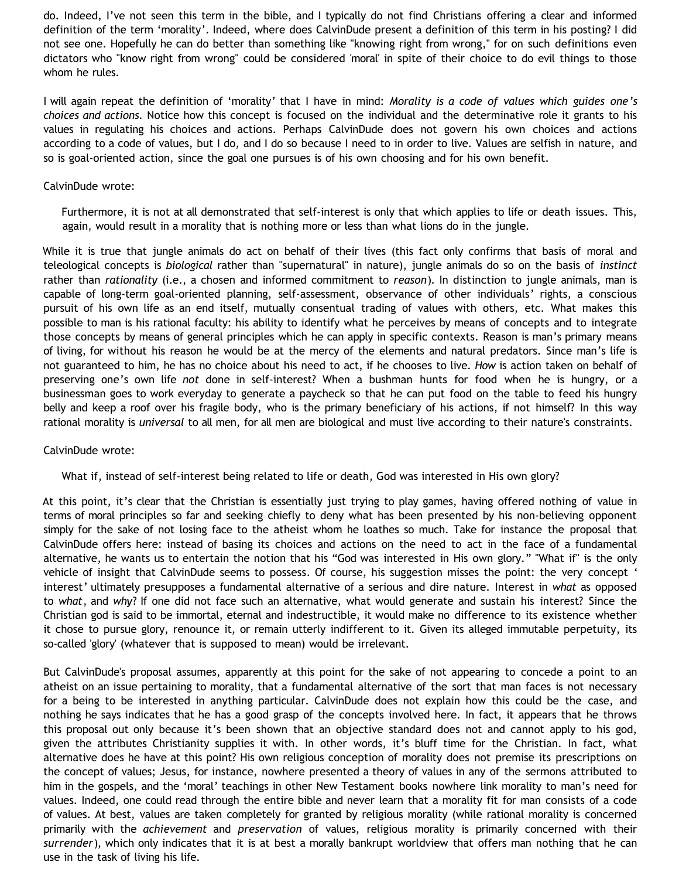do. Indeed, I've not seen this term in the bible, and I typically do not find Christians offering a clear and informed definition of the term 'morality'. Indeed, where does CalvinDude present a definition of this term in his posting? I did not see one. Hopefully he can do better than something like "knowing right from wrong," for on such definitions even dictators who "know right from wrong" could be considered 'moral' in spite of their choice to do evil things to those whom he rules.

I will again repeat the definition of 'morality' that I have in mind: *Morality is a code of values which guides one's choices and actions*. Notice how this concept is focused on the individual and the determinative role it grants to his values in regulating his choices and actions. Perhaps CalvinDude does not govern his own choices and actions according to a code of values, but I do, and I do so because I need to in order to live. Values are selfish in nature, and so is goal-oriented action, since the goal one pursues is of his own choosing and for his own benefit.

CalvinDude wrote:

> Furthermore, it is not at all demonstrated that self-interest is only that which applies to life or death issues. This, again, would result in a morality that is nothing more or less than what lions do in the jungle.

While it is true that jungle animals do act on behalf of their lives (this fact only confirms that basis of moral and teleological concepts is *biological* rather than "supernatural" in nature), jungle animals do so on the basis of *instinct* rather than *rationality* (i.e., a chosen and informed commitment to *reason*). In distinction to jungle animals, man is capable of long-term goal-oriented planning, self-assessment, observance of other individuals' rights, a conscious pursuit of his own life as an end itself, mutually consentual trading of values with others, etc. What makes this possible to man is his rational faculty: his ability to identify what he perceives by means of concepts and to integrate those concepts by means of general principles which he can apply in specific contexts. Reason is man's primary means of living, for without his reason he would be at the mercy of the elements and natural predators. Since man's life is not guaranteed to him, he has no choice about his need to act, if he chooses to live. *How* is action taken on behalf of preserving one's own life *not* done in self-interest? When a bushman hunts for food when he is hungry, or a businessman goes to work everyday to generate a paycheck so that he can put food on the table to feed his hungry belly and keep a roof over his fragile body, who is the primary beneficiary of his actions, if not himself? In this way rational morality is *universal* to all men, for all men are biological and must live according to their nature's constraints.

CalvinDude wrote:

> What if, instead of self-interest being related to life or death, God was interested in His own glory?

At this point, it's clear that the Christian is essentially just trying to play games, having offered nothing of value in terms of moral principles so far and seeking chiefly to deny what has been presented by his non-believing opponent simply for the sake of not losing face to the atheist whom he loathes so much. Take for instance the proposal that CalvinDude offers here: instead of basing its choices and actions on the need to act in the face of a fundamental alternative, he wants us to entertain the notion that his "God was interested in His own glory." "What if" is the only vehicle of insight that CalvinDude seems to possess. Of course, his suggestion misses the point: the very concept 'interest' ultimately presupposes a fundamental alternative of a serious and dire nature. Interest in *what* as opposed to *what*, and *why*? If one did not face such an alternative, what would generate and sustain his interest? Since the Christian god is said to be immortal, eternal and indestructible, it would make no difference to its existence whether it chose to pursue glory, renounce it, or remain utterly indifferent to it. Given its alleged immutable perpetuity, its so-called 'glory' (whatever that is supposed to mean) would be irrelevant.

But CalvinDude's proposal assumes, apparently at this point for the sake of not appearing to concede a point to an atheist on an issue pertaining to morality, that a fundamental alternative of the sort that man faces is not necessary for a being to be interested in anything particular. CalvinDude does not explain how this could be the case, and nothing he says indicates that he has a good grasp of the concepts involved here. In fact, it appears that he throws this proposal out only because it's been shown that an objective standard does not and cannot apply to his god, given the attributes Christianity supplies it with. In other words, it's bluff time for the Christian. In fact, what alternative does he have at this point? His own religious conception of morality does not premise its prescriptions on the concept of values; Jesus, for instance, nowhere presented a theory of values in any of the sermons attributed to him in the gospels, and the 'moral' teachings in other New Testament books nowhere link morality to man's need for values. Indeed, one could read through the entire bible and never learn that a morality fit for man consists of a code of values. At best, values are taken completely for granted by religious morality (while rational morality is concerned primarily with the *achievement* and *preservation* of values, religious morality is primarily concerned with their *surrender*), which only indicates that it is at best a morally bankrupt worldview that offers man nothing that he can use in the task of living his life.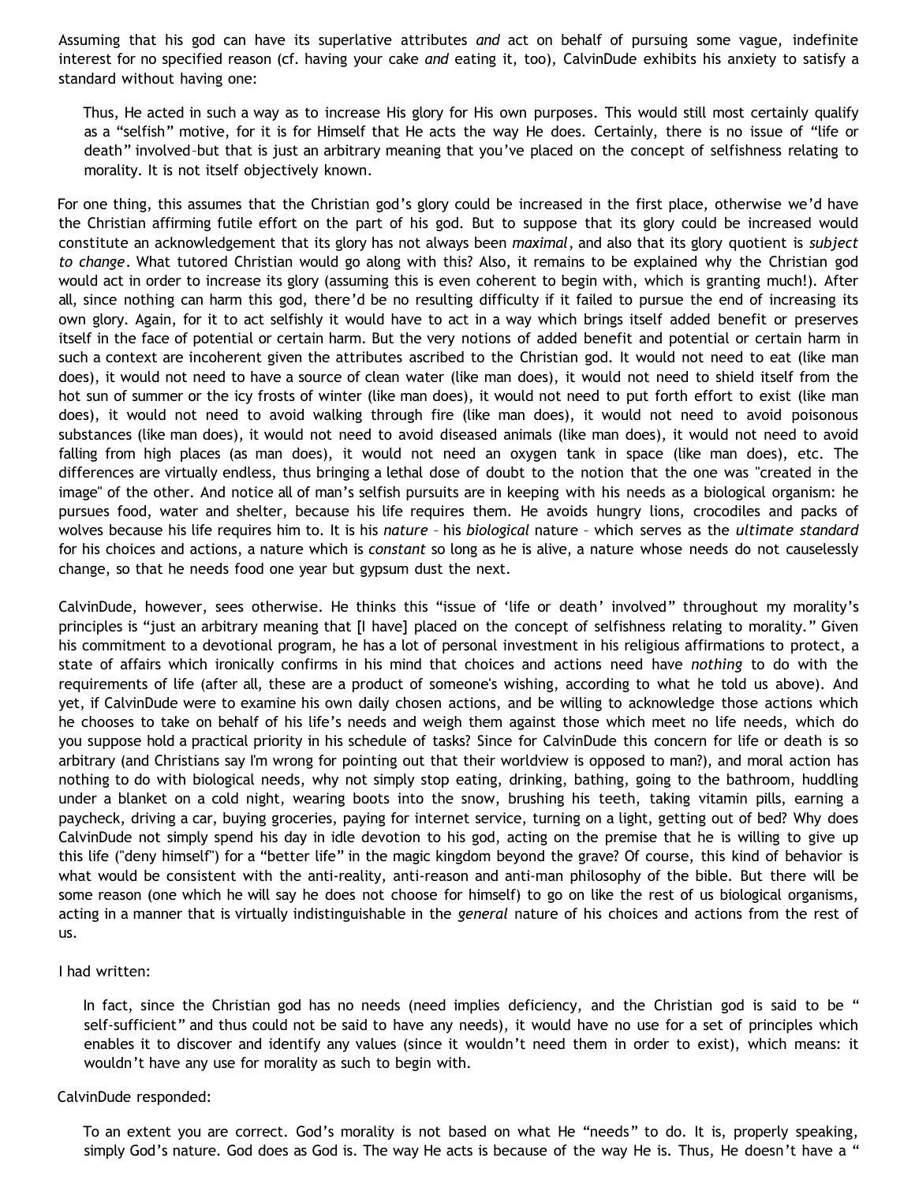Assuming that his god can have its superlative attributes *and* act on behalf of pursuing some vague, indefinite interest for no specified reason (cf. having your cake *and* eating it, too), CalvinDude exhibits his anxiety to satisfy a standard without having one:

> Thus, He acted in such a way as to increase His glory for His own purposes. This would still most certainly qualify as a "selfish" motive, for it is for Himself that He acts the way He does. Certainly, there is no issue of "life or death" involved–but that is just an arbitrary meaning that you've placed on the concept of selfishness relating to morality. It is not itself objectively known.

For one thing, this assumes that the Christian god's glory could be increased in the first place, otherwise we'd have the Christian affirming futile effort on the part of his god. But to suppose that its glory could be increased would constitute an acknowledgement that its glory has not always been *maximal*, and also that its glory quotient is *subject to change*. What tutored Christian would go along with this? Also, it remains to be explained why the Christian god would act in order to increase its glory (assuming this is even coherent to begin with, which is granting much!). After all, since nothing can harm this god, there'd be no resulting difficulty if it failed to pursue the end of increasing its own glory. Again, for it to act selfishly it would have to act in a way which brings itself added benefit or preserves itself in the face of potential or certain harm. But the very notions of added benefit and potential or certain harm in such a context are incoherent given the attributes ascribed to the Christian god. It would not need to eat (like man does), it would not need to have a source of clean water (like man does), it would not need to shield itself from the hot sun of summer or the icy frosts of winter (like man does), it would not need to put forth effort to exist (like man does), it would not need to avoid walking through fire (like man does), it would not need to avoid poisonous substances (like man does), it would not need to avoid diseased animals (like man does), it would not need to avoid falling from high places (as man does), it would not need an oxygen tank in space (like man does), etc. The differences are virtually endless, thus bringing a lethal dose of doubt to the notion that the one was "created in the image" of the other. And notice all of man's selfish pursuits are in keeping with his needs as a biological organism: he pursues food, water and shelter, because his life requires them. He avoids hungry lions, crocodiles and packs of wolves because his life requires him to. It is his *nature* – his *biological* nature – which serves as the *ultimate standard* for his choices and actions, a nature which is *constant* so long as he is alive, a nature whose needs do not causelessly change, so that he needs food one year but gypsum dust the next.

CalvinDude, however, sees otherwise. He thinks this "issue of 'life or death' involved" throughout my morality's principles is "just an arbitrary meaning that [I have] placed on the concept of selfishness relating to morality." Given his commitment to a devotional program, he has a lot of personal investment in his religious affirmations to protect, a state of affairs which ironically confirms in his mind that choices and actions need have *nothing* to do with the requirements of life (after all, these are a product of someone's wishing, according to what he told us above). And yet, if CalvinDude were to examine his own daily chosen actions, and be willing to acknowledge those actions which he chooses to take on behalf of his life's needs and weigh them against those which meet no life needs, which do you suppose hold a practical priority in his schedule of tasks? Since for CalvinDude this concern for life or death is so arbitrary (and Christians say I'm wrong for pointing out that their worldview is opposed to man?), and moral action has nothing to do with biological needs, why not simply stop eating, drinking, bathing, going to the bathroom, huddling under a blanket on a cold night, wearing boots into the snow, brushing his teeth, taking vitamin pills, earning a paycheck, driving a car, buying groceries, paying for internet service, turning on a light, getting out of bed? Why does CalvinDude not simply spend his day in idle devotion to his god, acting on the premise that he is willing to give up this life ("deny himself") for a "better life" in the magic kingdom beyond the grave? Of course, this kind of behavior is what would be consistent with the anti-reality, anti-reason and anti-man philosophy of the bible. But there will be some reason (one which he will say he does not choose for himself) to go on like the rest of us biological organisms, acting in a manner that is virtually indistinguishable in the *general* nature of his choices and actions from the rest of us.

I had written:

> In fact, since the Christian god has no needs (need implies deficiency, and the Christian god is said to be " self-sufficient" and thus could not be said to have any needs), it would have no use for a set of principles which enables it to discover and identify any values (since it wouldn't need them in order to exist), which means: it wouldn't have any use for morality as such to begin with.

CalvinDude responded:

> To an extent you are correct. God's morality is not based on what He "needs" to do. It is, properly speaking, simply God's nature. God does as God is. The way He acts is because of the way He is. Thus, He doesn't have a "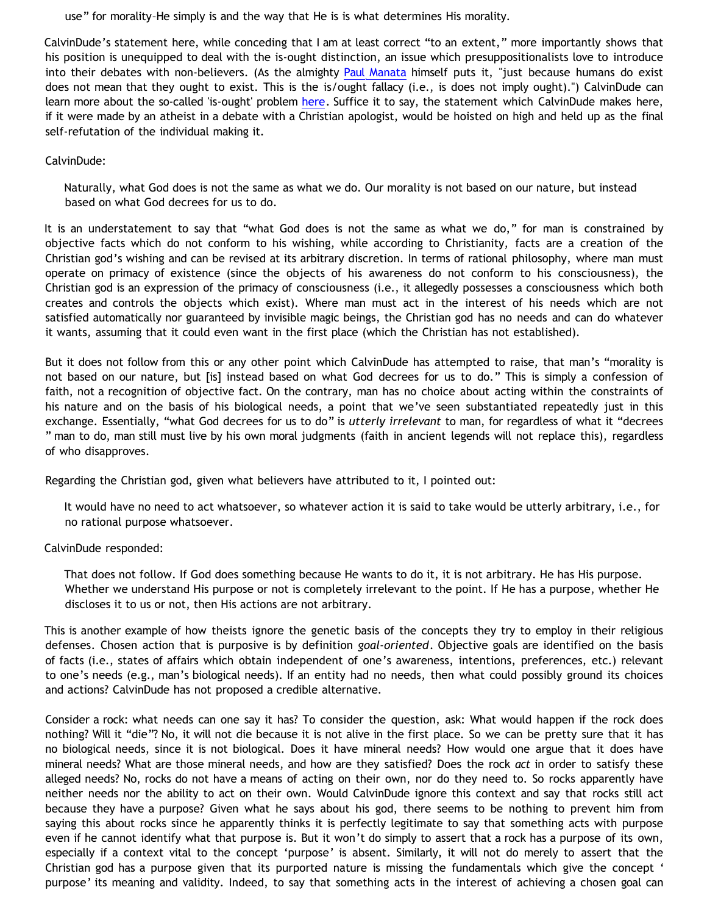use" for morality–He simply is and the way that He is is what determines His morality.

CalvinDude's statement here, while conceding that I am at least correct "to an extent," more importantly shows that his position is unequipped to deal with the is-ought distinction, an issue which presuppositionalists love to introduce into their debates with non-believers. (As the almighty Paul Manata himself puts it, "just because humans do exist does not mean that they ought to exist. This is the is/ought fallacy (i.e., is does not imply ought).") CalvinDude can learn more about the so-called 'is-ought' problem here. Suffice it to say, the statement which CalvinDude makes here, if it were made by an atheist in a debate with a Christian apologist, would be hoisted on high and held up as the final self-refutation of the individual making it.

CalvinDude:

> Naturally, what God does is not the same as what we do. Our morality is not based on our nature, but instead based on what God decrees for us to do.

It is an understatement to say that "what God does is not the same as what we do," for man is constrained by objective facts which do not conform to his wishing, while according to Christianity, facts are a creation of the Christian god's wishing and can be revised at its arbitrary discretion. In terms of rational philosophy, where man must operate on primacy of existence (since the objects of his awareness do not conform to his consciousness), the Christian god is an expression of the primacy of consciousness (i.e., it allegedly possesses a consciousness which both creates and controls the objects which exist). Where man must act in the interest of his needs which are not satisfied automatically nor guaranteed by invisible magic beings, the Christian god has no needs and can do whatever it wants, assuming that it could even want in the first place (which the Christian has not established).

But it does not follow from this or any other point which CalvinDude has attempted to raise, that man's "morality is not based on our nature, but [is] instead based on what God decrees for us to do." This is simply a confession of faith, not a recognition of objective fact. On the contrary, man has no choice about acting within the constraints of his nature and on the basis of his biological needs, a point that we've seen substantiated repeatedly just in this exchange. Essentially, "what God decrees for us to do" is *utterly irrelevant* to man, for regardless of what it "decrees" man to do, man still must live by his own moral judgments (faith in ancient legends will not replace this), regardless of who disapproves.

Regarding the Christian god, given what believers have attributed to it, I pointed out:

> It would have no need to act whatsoever, so whatever action it is said to take would be utterly arbitrary, i.e., for no rational purpose whatsoever.

CalvinDude responded:

> That does not follow. If God does something because He wants to do it, it is not arbitrary. He has His purpose. Whether we understand His purpose or not is completely irrelevant to the point. If He has a purpose, whether He discloses it to us or not, then His actions are not arbitrary.

This is another example of how theists ignore the genetic basis of the concepts they try to employ in their religious defenses. Chosen action that is purposive is by definition *goal-oriented*. Objective goals are identified on the basis of facts (i.e., states of affairs which obtain independent of one's awareness, intentions, preferences, etc.) relevant to one's needs (e.g., man's biological needs). If an entity had no needs, then what could possibly ground its choices and actions? CalvinDude has not proposed a credible alternative.

Consider a rock: what needs can one say it has? To consider the question, ask: What would happen if the rock does nothing? Will it "die"? No, it will not die because it is not alive in the first place. So we can be pretty sure that it has no biological needs, since it is not biological. Does it have mineral needs? How would one argue that it does have mineral needs? What are those mineral needs, and how are they satisfied? Does the rock *act* in order to satisfy these alleged needs? No, rocks do not have a means of acting on their own, nor do they need to. So rocks apparently have neither needs nor the ability to act on their own. Would CalvinDude ignore this context and say that rocks still act because they have a purpose? Given what he says about his god, there seems to be nothing to prevent him from saying this about rocks since he apparently thinks it is perfectly legitimate to say that something acts with purpose even if he cannot identify what that purpose is. But it won't do simply to assert that a rock has a purpose of its own, especially if a context vital to the concept 'purpose' is absent. Similarly, it will not do merely to assert that the Christian god has a purpose given that its purported nature is missing the fundamentals which give the concept 'purpose' its meaning and validity. Indeed, to say that something acts in the interest of achieving a chosen goal can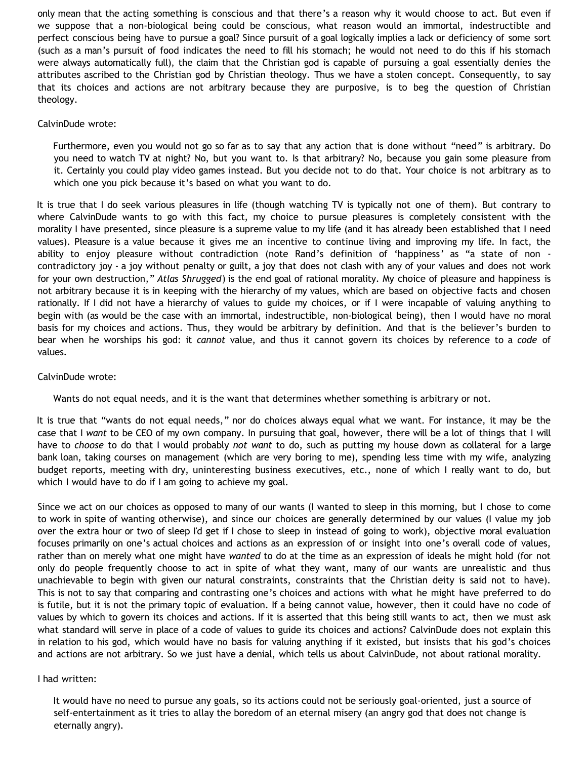only mean that the acting something is conscious and that there's a reason why it would choose to act. But even if we suppose that a non-biological being could be conscious, what reason would an immortal, indestructible and perfect conscious being have to pursue a goal? Since pursuit of a goal logically implies a lack or deficiency of some sort (such as a man's pursuit of food indicates the need to fill his stomach; he would not need to do this if his stomach were always automatically full), the claim that the Christian god is capable of pursuing a goal essentially denies the attributes ascribed to the Christian god by Christian theology. Thus we have a stolen concept. Consequently, to say that its choices and actions are not arbitrary because they are purposive, is to beg the question of Christian theology.

CalvinDude wrote:

> Furthermore, even you would not go so far as to say that any action that is done without "need" is arbitrary. Do you need to watch TV at night? No, but you want to. Is that arbitrary? No, because you gain some pleasure from it. Certainly you could play video games instead. But you decide not to do that. Your choice is not arbitrary as to which one you pick because it's based on what you want to do.

It is true that I do seek various pleasures in life (though watching TV is typically not one of them). But contrary to where CalvinDude wants to go with this fact, my choice to pursue pleasures is completely consistent with the morality I have presented, since pleasure is a supreme value to my life (and it has already been established that I need values). Pleasure is a value because it gives me an incentive to continue living and improving my life. In fact, the ability to enjoy pleasure without contradiction (note Rand's definition of 'happiness' as "a state of non - contradictory joy - a joy without penalty or guilt, a joy that does not clash with any of your values and does not work for your own destruction," *Atlas Shrugged*) is the end goal of rational morality. My choice of pleasure and happiness is not arbitrary because it is in keeping with the hierarchy of my values, which are based on objective facts and chosen rationally. If I did not have a hierarchy of values to guide my choices, or if I were incapable of valuing anything to begin with (as would be the case with an immortal, indestructible, non-biological being), then I would have no moral basis for my choices and actions. Thus, they would be arbitrary by definition. And that is the believer's burden to bear when he worships his god: it *cannot* value, and thus it cannot govern its choices by reference to a *code* of values.

CalvinDude wrote:

> Wants do not equal needs, and it is the want that determines whether something is arbitrary or not.

It is true that "wants do not equal needs," nor do choices always equal what we want. For instance, it may be the case that I *want* to be CEO of my own company. In pursuing that goal, however, there will be a lot of things that I will have to *choose* to do that I would probably *not want* to do, such as putting my house down as collateral for a large bank loan, taking courses on management (which are very boring to me), spending less time with my wife, analyzing budget reports, meeting with dry, uninteresting business executives, etc., none of which I really want to do, but which I would have to do if I am going to achieve my goal.

Since we act on our choices as opposed to many of our wants (I wanted to sleep in this morning, but I chose to come to work in spite of wanting otherwise), and since our choices are generally determined by our values (I value my job over the extra hour or two of sleep I'd get if I chose to sleep in instead of going to work), objective moral evaluation focuses primarily on one's actual choices and actions as an expression of or insight into one's overall code of values, rather than on merely what one might have *wanted* to do at the time as an expression of ideals he might hold (for not only do people frequently choose to act in spite of what they want, many of our wants are unrealistic and thus unachievable to begin with given our natural constraints, constraints that the Christian deity is said not to have). This is not to say that comparing and contrasting one's choices and actions with what he might have preferred to do is futile, but it is not the primary topic of evaluation. If a being cannot value, however, then it could have no code of values by which to govern its choices and actions. If it is asserted that this being still wants to act, then we must ask what standard will serve in place of a code of values to guide its choices and actions? CalvinDude does not explain this in relation to his god, which would have no basis for valuing anything if it existed, but insists that his god's choices and actions are not arbitrary. So we just have a denial, which tells us about CalvinDude, not about rational morality.

I had written:

> It would have no need to pursue any goals, so its actions could not be seriously goal-oriented, just a source of self-entertainment as it tries to allay the boredom of an eternal misery (an angry god that does not change is eternally angry).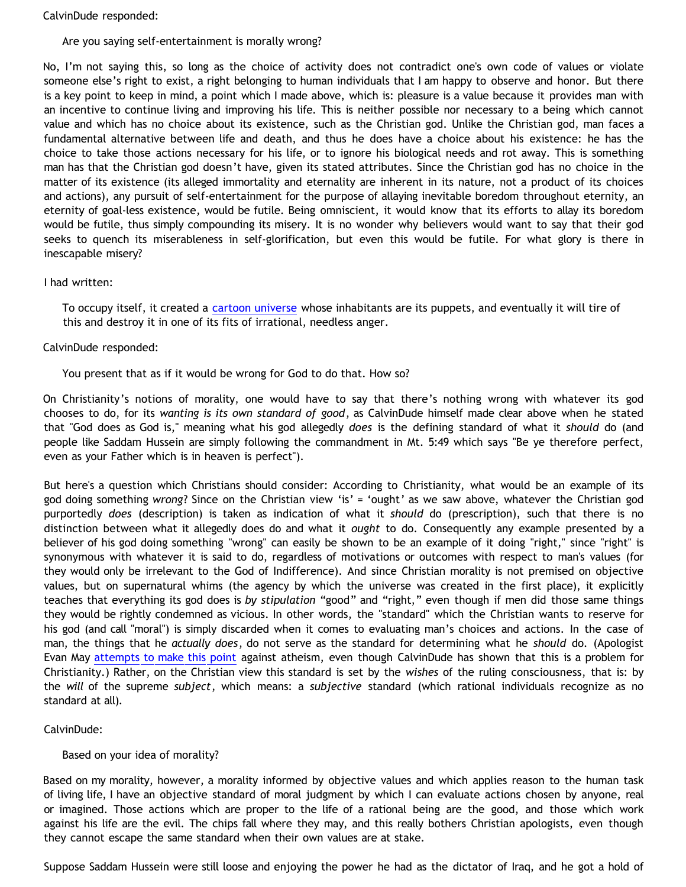CalvinDude responded:

> Are you saying self-entertainment is morally wrong?

No, I'm not saying this, so long as the choice of activity does not contradict one's own code of values or violate someone else's right to exist, a right belonging to human individuals that I am happy to observe and honor. But there is a key point to keep in mind, a point which I made above, which is: pleasure is a value because it provides man with an incentive to continue living and improving his life. This is neither possible nor necessary to a being which cannot value and which has no choice about its existence, such as the Christian god. Unlike the Christian god, man faces a fundamental alternative between life and death, and thus he does have a choice about his existence: he has the choice to take those actions necessary for his life, or to ignore his biological needs and rot away. This is something man has that the Christian god doesn't have, given its stated attributes. Since the Christian god has no choice in the matter of its existence (its alleged immortality and eternality are inherent in its nature, not a product of its choices and actions), any pursuit of self-entertainment for the purpose of allaying inevitable boredom throughout eternity, an eternity of goal-less existence, would be futile. Being omniscient, it would know that its efforts to allay its boredom would be futile, thus simply compounding its misery. It is no wonder why believers would want to say that their god seeks to quench its miserableness in self-glorification, but even this would be futile. For what glory is there in inescapable misery?

I had written:

> To occupy itself, it created a cartoon universe whose inhabitants are its puppets, and eventually it will tire of this and destroy it in one of its fits of irrational, needless anger.

CalvinDude responded:

> You present that as if it would be wrong for God to do that. How so?

On Christianity's notions of morality, one would have to say that there's nothing wrong with whatever its god chooses to do, for its *wanting is its own standard of good*, as CalvinDude himself made clear above when he stated that "God does as God is," meaning what his god allegedly *does* is the defining standard of what it *should* do (and people like Saddam Hussein are simply following the commandment in Mt. 5:49 which says "Be ye therefore perfect, even as your Father which is in heaven is perfect").

But here's a question which Christians should consider: According to Christianity, what would be an example of its god doing something *wrong*? Since on the Christian view 'is' = 'ought' as we saw above, whatever the Christian god purportedly *does* (description) is taken as indication of what it *should* do (prescription), such that there is no distinction between what it allegedly does do and what it *ought* to do. Consequently any example presented by a believer of his god doing something "wrong" can easily be shown to be an example of it doing "right," since "right" is synonymous with whatever it is said to do, regardless of motivations or outcomes with respect to man's values (for they would only be irrelevant to the God of Indifference). And since Christian morality is not premised on objective values, but on supernatural whims (the agency by which the universe was created in the first place), it explicitly teaches that everything its god does is *by stipulation* "good" and "right," even though if men did those same things they would be rightly condemned as vicious. In other words, the "standard" which the Christian wants to reserve for his god (and call "moral") is simply discarded when it comes to evaluating man's choices and actions. In the case of man, the things that he *actually does*, do not serve as the standard for determining what he *should* do. (Apologist Evan May attempts to make this point against atheism, even though CalvinDude has shown that this is a problem for Christianity.) Rather, on the Christian view this standard is set by the *wishes* of the ruling consciousness, that is: by the *will* of the supreme *subject*, which means: a *subjective* standard (which rational individuals recognize as no standard at all).

CalvinDude:

> Based on your idea of morality?

Based on my morality, however, a morality informed by objective values and which applies reason to the human task of living life, I have an objective standard of moral judgment by which I can evaluate actions chosen by anyone, real or imagined. Those actions which are proper to the life of a rational being are the good, and those which work against his life are the evil. The chips fall where they may, and this really bothers Christian apologists, even though they cannot escape the same standard when their own values are at stake.

Suppose Saddam Hussein were still loose and enjoying the power he had as the dictator of Iraq, and he got a hold of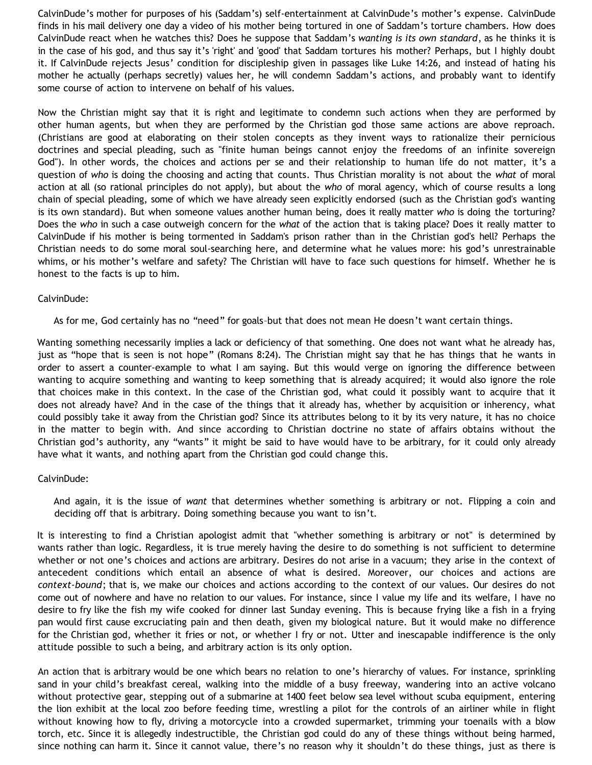CalvinDude's mother for purposes of his (Saddam's) self-entertainment at CalvinDude's mother's expense. CalvinDude finds in his mail delivery one day a video of his mother being tortured in one of Saddam's torture chambers. How does CalvinDude react when he watches this? Does he suppose that Saddam's *wanting is its own standard*, as he thinks it is in the case of his god, and thus say it's 'right' and 'good' that Saddam tortures his mother? Perhaps, but I highly doubt it. If CalvinDude rejects Jesus' condition for discipleship given in passages like Luke 14:26, and instead of hating his mother he actually (perhaps secretly) values her, he will condemn Saddam's actions, and probably want to identify some course of action to intervene on behalf of his values.

Now the Christian might say that it is right and legitimate to condemn such actions when they are performed by other human agents, but when they are performed by the Christian god those same actions are above reproach. (Christians are good at elaborating on their stolen concepts as they invent ways to rationalize their pernicious doctrines and special pleading, such as "finite human beings cannot enjoy the freedoms of an infinite sovereign God"). In other words, the choices and actions per se and their relationship to human life do not matter, it's a question of *who* is doing the choosing and acting that counts. Thus Christian morality is not about the *what* of moral action at all (so rational principles do not apply), but about the *who* of moral agency, which of course results a long chain of special pleading, some of which we have already seen explicitly endorsed (such as the Christian god's wanting is its own standard). But when someone values another human being, does it really matter *who* is doing the torturing? Does the *who* in such a case outweigh concern for the *what* of the action that is taking place? Does it really matter to CalvinDude if his mother is being tormented in Saddam's prison rather than in the Christian god's hell? Perhaps the Christian needs to do some moral soul-searching here, and determine what he values more: his god's unrestrainable whims, or his mother's welfare and safety? The Christian will have to face such questions for himself. Whether he is honest to the facts is up to him.

CalvinDude:

> As for me, God certainly has no "need" for goals–but that does not mean He doesn't want certain things.

Wanting something necessarily implies a lack or deficiency of that something. One does not want what he already has, just as "hope that is seen is not hope" (Romans 8:24). The Christian might say that he has things that he wants in order to assert a counter-example to what I am saying. But this would verge on ignoring the difference between wanting to acquire something and wanting to keep something that is already acquired; it would also ignore the role that choices make in this context. In the case of the Christian god, what could it possibly want to acquire that it does not already have? And in the case of the things that it already has, whether by acquisition or inherency, what could possibly take it away from the Christian god? Since its attributes belong to it by its very nature, it has no choice in the matter to begin with. And since according to Christian doctrine no state of affairs obtains without the Christian god's authority, any "wants" it might be said to have would have to be arbitrary, for it could only already have what it wants, and nothing apart from the Christian god could change this.

CalvinDude:

> And again, it is the issue of *want* that determines whether something is arbitrary or not. Flipping a coin and deciding off that is arbitrary. Doing something because you want to isn't.

It is interesting to find a Christian apologist admit that "whether something is arbitrary or not" is determined by wants rather than logic. Regardless, it is true merely having the desire to do something is not sufficient to determine whether or not one's choices and actions are arbitrary. Desires do not arise in a vacuum; they arise in the context of antecedent conditions which entail an absence of what is desired. Moreover, our choices and actions are *context-bound*; that is, we make our choices and actions according to the context of our values. Our desires do not come out of nowhere and have no relation to our values. For instance, since I value my life and its welfare, I have no desire to fry like the fish my wife cooked for dinner last Sunday evening. This is because frying like a fish in a frying pan would first cause excruciating pain and then death, given my biological nature. But it would make no difference for the Christian god, whether it fries or not, or whether I fry or not. Utter and inescapable indifference is the only attitude possible to such a being, and arbitrary action is its only option.

An action that is arbitrary would be one which bears no relation to one's hierarchy of values. For instance, sprinkling sand in your child's breakfast cereal, walking into the middle of a busy freeway, wandering into an active volcano without protective gear, stepping out of a submarine at 1400 feet below sea level without scuba equipment, entering the lion exhibit at the local zoo before feeding time, wrestling a pilot for the controls of an airliner while in flight without knowing how to fly, driving a motorcycle into a crowded supermarket, trimming your toenails with a blow torch, etc. Since it is allegedly indestructible, the Christian god could do any of these things without being harmed, since nothing can harm it. Since it cannot value, there's no reason why it shouldn't do these things, just as there is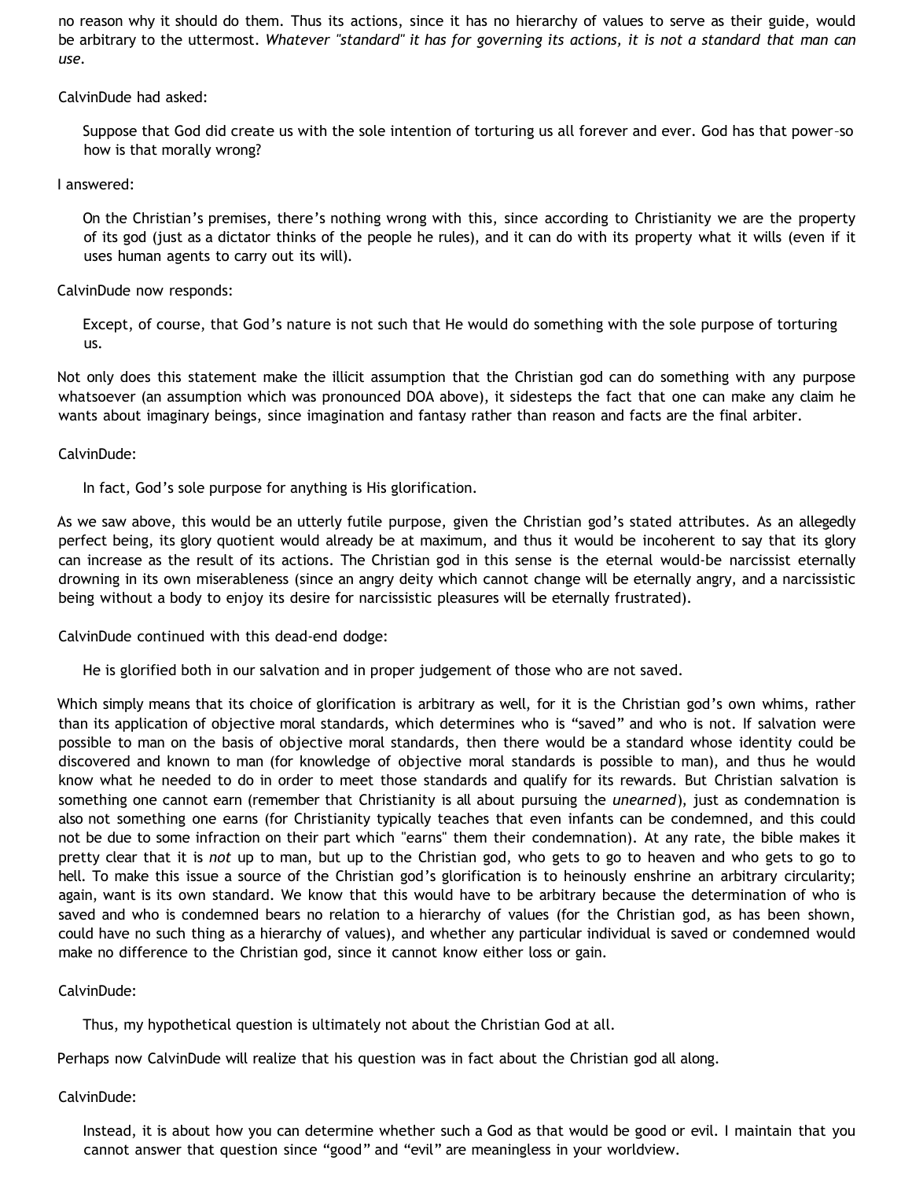no reason why it should do them. Thus its actions, since it has no hierarchy of values to serve as their guide, would be arbitrary to the uttermost. *Whatever "standard" it has for governing its actions, it is not a standard that man can use.*

CalvinDude had asked:

> Suppose that God did create us with the sole intention of torturing us all forever and ever. God has that power–so how is that morally wrong?

I answered:

> On the Christian's premises, there's nothing wrong with this, since according to Christianity we are the property of its god (just as a dictator thinks of the people he rules), and it can do with its property what it wills (even if it uses human agents to carry out its will).

CalvinDude now responds:

> Except, of course, that God's nature is not such that He would do something with the sole purpose of torturing us.

Not only does this statement make the illicit assumption that the Christian god can do something with any purpose whatsoever (an assumption which was pronounced DOA above), it sidesteps the fact that one can make any claim he wants about imaginary beings, since imagination and fantasy rather than reason and facts are the final arbiter.

CalvinDude:

> In fact, God's sole purpose for anything is His glorification.

As we saw above, this would be an utterly futile purpose, given the Christian god's stated attributes. As an allegedly perfect being, its glory quotient would already be at maximum, and thus it would be incoherent to say that its glory can increase as the result of its actions. The Christian god in this sense is the eternal would-be narcissist eternally drowning in its own miserableness (since an angry deity which cannot change will be eternally angry, and a narcissistic being without a body to enjoy its desire for narcissistic pleasures will be eternally frustrated).

CalvinDude continued with this dead-end dodge:

> He is glorified both in our salvation and in proper judgement of those who are not saved.

Which simply means that its choice of glorification is arbitrary as well, for it is the Christian god's own whims, rather than its application of objective moral standards, which determines who is "saved" and who is not. If salvation were possible to man on the basis of objective moral standards, then there would be a standard whose identity could be discovered and known to man (for knowledge of objective moral standards is possible to man), and thus he would know what he needed to do in order to meet those standards and qualify for its rewards. But Christian salvation is something one cannot earn (remember that Christianity is all about pursuing the *unearned*), just as condemnation is also not something one earns (for Christianity typically teaches that even infants can be condemned, and this could not be due to some infraction on their part which "earns" them their condemnation). At any rate, the bible makes it pretty clear that it is *not* up to man, but up to the Christian god, who gets to go to heaven and who gets to go to hell. To make this issue a source of the Christian god's glorification is to heinously enshrine an arbitrary circularity; again, want is its own standard. We know that this would have to be arbitrary because the determination of who is saved and who is condemned bears no relation to a hierarchy of values (for the Christian god, as has been shown, could have no such thing as a hierarchy of values), and whether any particular individual is saved or condemned would make no difference to the Christian god, since it cannot know either loss or gain.

CalvinDude:

> Thus, my hypothetical question is ultimately not about the Christian God at all.

Perhaps now CalvinDude will realize that his question was in fact about the Christian god all along.

CalvinDude:

> Instead, it is about how you can determine whether such a God as that would be good or evil. I maintain that you cannot answer that question since "good" and "evil" are meaningless in your worldview.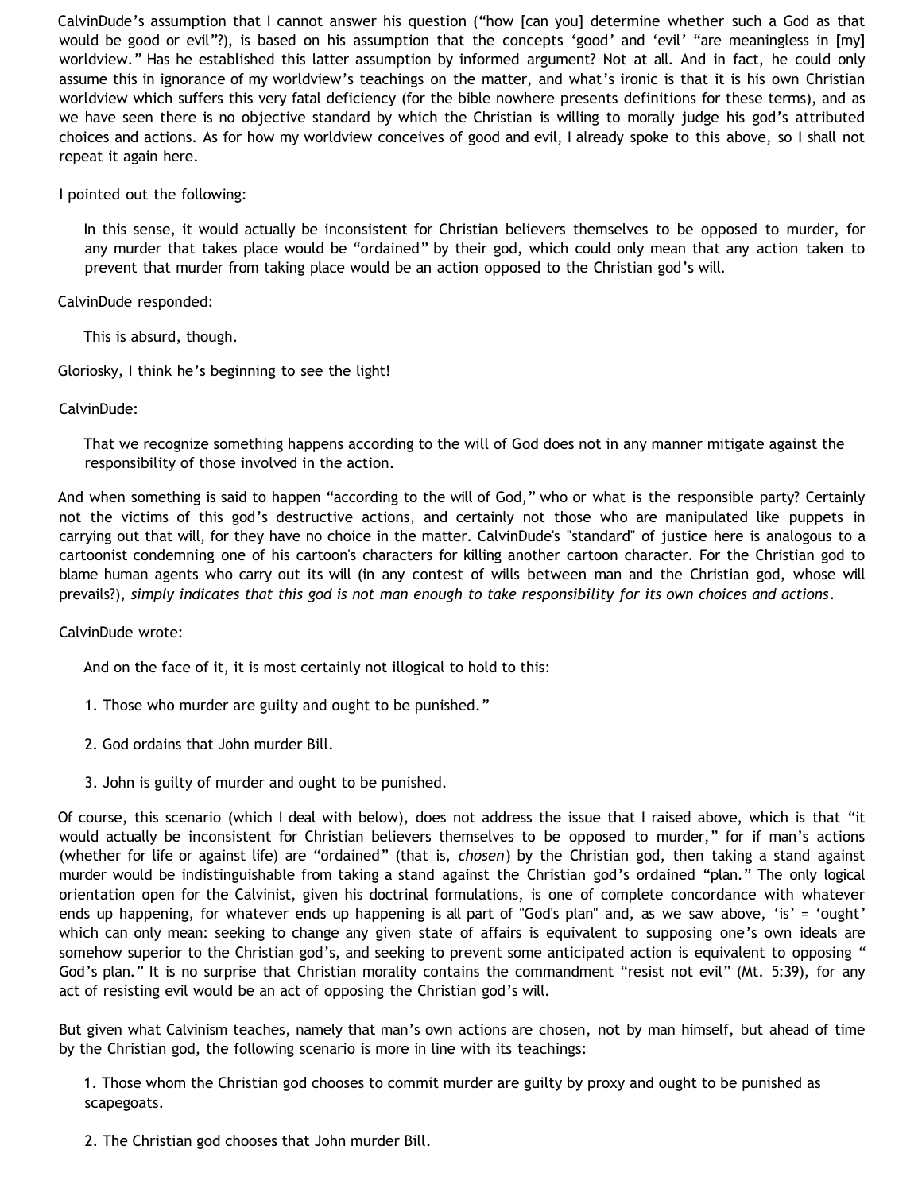CalvinDude's assumption that I cannot answer his question ("how [can you] determine whether such a God as that would be good or evil"?), is based on his assumption that the concepts 'good' and 'evil' "are meaningless in [my] worldview." Has he established this latter assumption by informed argument? Not at all. And in fact, he could only assume this in ignorance of my worldview's teachings on the matter, and what's ironic is that it is his own Christian worldview which suffers this very fatal deficiency (for the bible nowhere presents definitions for these terms), and as we have seen there is no objective standard by which the Christian is willing to morally judge his god's attributed choices and actions. As for how my worldview conceives of good and evil, I already spoke to this above, so I shall not repeat it again here.

I pointed out the following:

> In this sense, it would actually be inconsistent for Christian believers themselves to be opposed to murder, for any murder that takes place would be "ordained" by their god, which could only mean that any action taken to prevent that murder from taking place would be an action opposed to the Christian god's will.

CalvinDude responded:

> This is absurd, though.

Gloriosky, I think he's beginning to see the light!

CalvinDude:

> That we recognize something happens according to the will of God does not in any manner mitigate against the responsibility of those involved in the action.

And when something is said to happen "according to the will of God," who or what is the responsible party? Certainly not the victims of this god's destructive actions, and certainly not those who are manipulated like puppets in carrying out that will, for they have no choice in the matter. CalvinDude's "standard" of justice here is analogous to a cartoonist condemning one of his cartoon's characters for killing another cartoon character. For the Christian god to blame human agents who carry out its will (in any contest of wills between man and the Christian god, whose will prevails?), *simply indicates that this god is not man enough to take responsibility for its own choices and actions.*

CalvinDude wrote:

> And on the face of it, it is most certainly not illogical to hold to this:
>
> 1. Those who murder are guilty and ought to be punished."
>
> 2. God ordains that John murder Bill.
>
> 3. John is guilty of murder and ought to be punished.

Of course, this scenario (which I deal with below), does not address the issue that I raised above, which is that "it would actually be inconsistent for Christian believers themselves to be opposed to murder," for if man's actions (whether for life or against life) are "ordained" (that is, *chosen*) by the Christian god, then taking a stand against murder would be indistinguishable from taking a stand against the Christian god's ordained "plan." The only logical orientation open for the Calvinist, given his doctrinal formulations, is one of complete concordance with whatever ends up happening, for whatever ends up happening is all part of "God's plan" and, as we saw above, 'is' = 'ought' which can only mean: seeking to change any given state of affairs is equivalent to supposing one's own ideals are somehow superior to the Christian god's, and seeking to prevent some anticipated action is equivalent to opposing " God's plan." It is no surprise that Christian morality contains the commandment "resist not evil" (Mt. 5:39), for any act of resisting evil would be an act of opposing the Christian god's will.

But given what Calvinism teaches, namely that man's own actions are chosen, not by man himself, but ahead of time by the Christian god, the following scenario is more in line with its teachings:

> 1. Those whom the Christian god chooses to commit murder are guilty by proxy and ought to be punished as scapegoats.
>
> 2. The Christian god chooses that John murder Bill.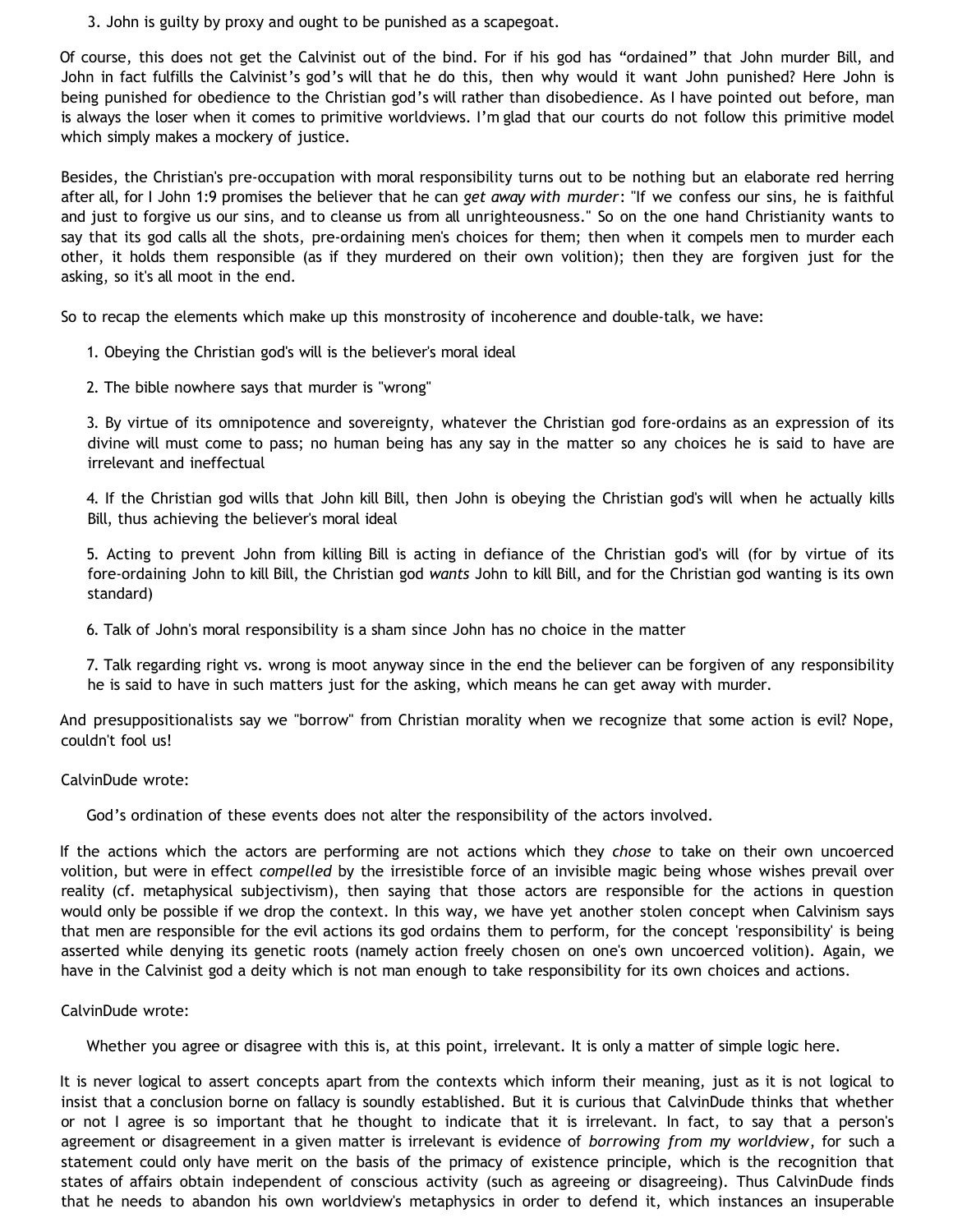3. John is guilty by proxy and ought to be punished as a scapegoat.

Of course, this does not get the Calvinist out of the bind. For if his god has “ordained” that John murder Bill, and John in fact fulfills the Calvinist’s god’s will that he do this, then why would it want John punished? Here John is being punished for obedience to the Christian god’s will rather than disobedience. As I have pointed out before, man is always the loser when it comes to primitive worldviews. I’m glad that our courts do not follow this primitive model which simply makes a mockery of justice.

Besides, the Christian's pre-occupation with moral responsibility turns out to be nothing but an elaborate red herring after all, for I John 1:9 promises the believer that he can *get away with murder*: "If we confess our sins, he is faithful and just to forgive us our sins, and to cleanse us from all unrighteousness." So on the one hand Christianity wants to say that its god calls all the shots, pre-ordaining men's choices for them; then when it compels men to murder each other, it holds them responsible (as if they murdered on their own volition); then they are forgiven just for the asking, so it's all moot in the end.

So to recap the elements which make up this monstrosity of incoherence and double-talk, we have:

1. Obeying the Christian god's will is the believer's moral ideal

2. The bible nowhere says that murder is "wrong"

3. By virtue of its omnipotence and sovereignty, whatever the Christian god fore-ordains as an expression of its divine will must come to pass; no human being has any say in the matter so any choices he is said to have are irrelevant and ineffectual

4. If the Christian god wills that John kill Bill, then John is obeying the Christian god's will when he actually kills Bill, thus achieving the believer's moral ideal

5. Acting to prevent John from killing Bill is acting in defiance of the Christian god's will (for by virtue of its fore-ordaining John to kill Bill, the Christian god *wants* John to kill Bill, and for the Christian god wanting is its own standard)

6. Talk of John's moral responsibility is a sham since John has no choice in the matter

7. Talk regarding right vs. wrong is moot anyway since in the end the believer can be forgiven of any responsibility he is said to have in such matters just for the asking, which means he can get away with murder.

And presuppositionalists say we "borrow" from Christian morality when we recognize that some action is evil? Nope, couldn't fool us!

CalvinDude wrote:

> God’s ordination of these events does not alter the responsibility of the actors involved.

If the actions which the actors are performing are not actions which they *chose* to take on their own uncoerced volition, but were in effect *compelled* by the irresistible force of an invisible magic being whose wishes prevail over reality (cf. metaphysical subjectivism), then saying that those actors are responsible for the actions in question would only be possible if we drop the context. In this way, we have yet another stolen concept when Calvinism says that men are responsible for the evil actions its god ordains them to perform, for the concept 'responsibility' is being asserted while denying its genetic roots (namely action freely chosen on one's own uncoerced volition). Again, we have in the Calvinist god a deity which is not man enough to take responsibility for its own choices and actions.

CalvinDude wrote:

> Whether you agree or disagree with this is, at this point, irrelevant. It is only a matter of simple logic here.

It is never logical to assert concepts apart from the contexts which inform their meaning, just as it is not logical to insist that a conclusion borne on fallacy is soundly established. But it is curious that CalvinDude thinks that whether or not I agree is so important that he thought to indicate that it is irrelevant. In fact, to say that a person's agreement or disagreement in a given matter is irrelevant is evidence of *borrowing from my worldview*, for such a statement could only have merit on the basis of the primacy of existence principle, which is the recognition that states of affairs obtain independent of conscious activity (such as agreeing or disagreeing). Thus CalvinDude finds that he needs to abandon his own worldview's metaphysics in order to defend it, which instances an insuperable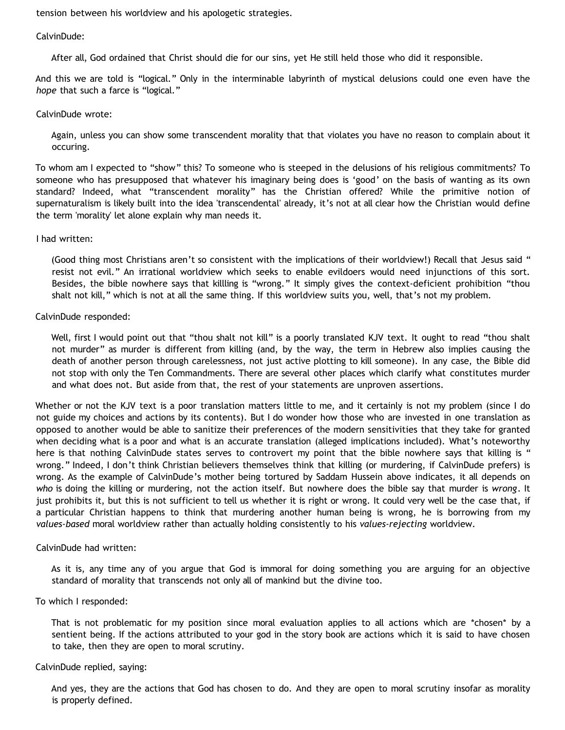tension between his worldview and his apologetic strategies.

CalvinDude:

> After all, God ordained that Christ should die for our sins, yet He still held those who did it responsible.

And this we are told is "logical." Only in the interminable labyrinth of mystical delusions could one even have the *hope* that such a farce is "logical."

CalvinDude wrote:

> Again, unless you can show some transcendent morality that that violates you have no reason to complain about it occuring.

To whom am I expected to "show" this? To someone who is steeped in the delusions of his religious commitments? To someone who has presupposed that whatever his imaginary being does is 'good' on the basis of wanting as its own standard? Indeed, what "transcendent morality" has the Christian offered? While the primitive notion of supernaturalism is likely built into the idea 'transcendental' already, it's not at all clear how the Christian would define the term 'morality' let alone explain why man needs it.

I had written:

> (Good thing most Christians aren't so consistent with the implications of their worldview!) Recall that Jesus said " resist not evil." An irrational worldview which seeks to enable evildoers would need injunctions of this sort. Besides, the bible nowhere says that killling is "wrong." It simply gives the context-deficient prohibition "thou shalt not kill," which is not at all the same thing. If this worldview suits you, well, that's not my problem.

CalvinDude responded:

> Well, first I would point out that "thou shalt not kill" is a poorly translated KJV text. It ought to read "thou shalt not murder" as murder is different from killing (and, by the way, the term in Hebrew also implies causing the death of another person through carelessness, not just active plotting to kill someone). In any case, the Bible did not stop with only the Ten Commandments. There are several other places which clarify what constitutes murder and what does not. But aside from that, the rest of your statements are unproven assertions.

Whether or not the KJV text is a poor translation matters little to me, and it certainly is not my problem (since I do not guide my choices and actions by its contents). But I do wonder how those who are invested in one translation as opposed to another would be able to sanitize their preferences of the modern sensitivities that they take for granted when deciding what is a poor and what is an accurate translation (alleged implications included). What's noteworthy here is that nothing CalvinDude states serves to controvert my point that the bible nowhere says that killing is " wrong." Indeed, I don't think Christian believers themselves think that killing (or murdering, if CalvinDude prefers) is wrong. As the example of CalvinDude's mother being tortured by Saddam Hussein above indicates, it all depends on *who* is doing the killing or murdering, not the action itself. But nowhere does the bible say that murder is *wrong*. It just prohibits it, but this is not sufficient to tell us whether it is right or wrong. It could very well be the case that, if a particular Christian happens to think that murdering another human being is wrong, he is borrowing from my *values-based* moral worldview rather than actually holding consistently to his *values-rejecting* worldview.

CalvinDude had written:

> As it is, any time any of you argue that God is immoral for doing something you are arguing for an objective standard of morality that transcends not only all of mankind but the divine too.

To which I responded:

> That is not problematic for my position since moral evaluation applies to all actions which are *chosen* by a sentient being. If the actions attributed to your god in the story book are actions which it is said to have chosen to take, then they are open to moral scrutiny.

CalvinDude replied, saying:

> And yes, they are the actions that God has chosen to do. And they are open to moral scrutiny insofar as morality is properly defined.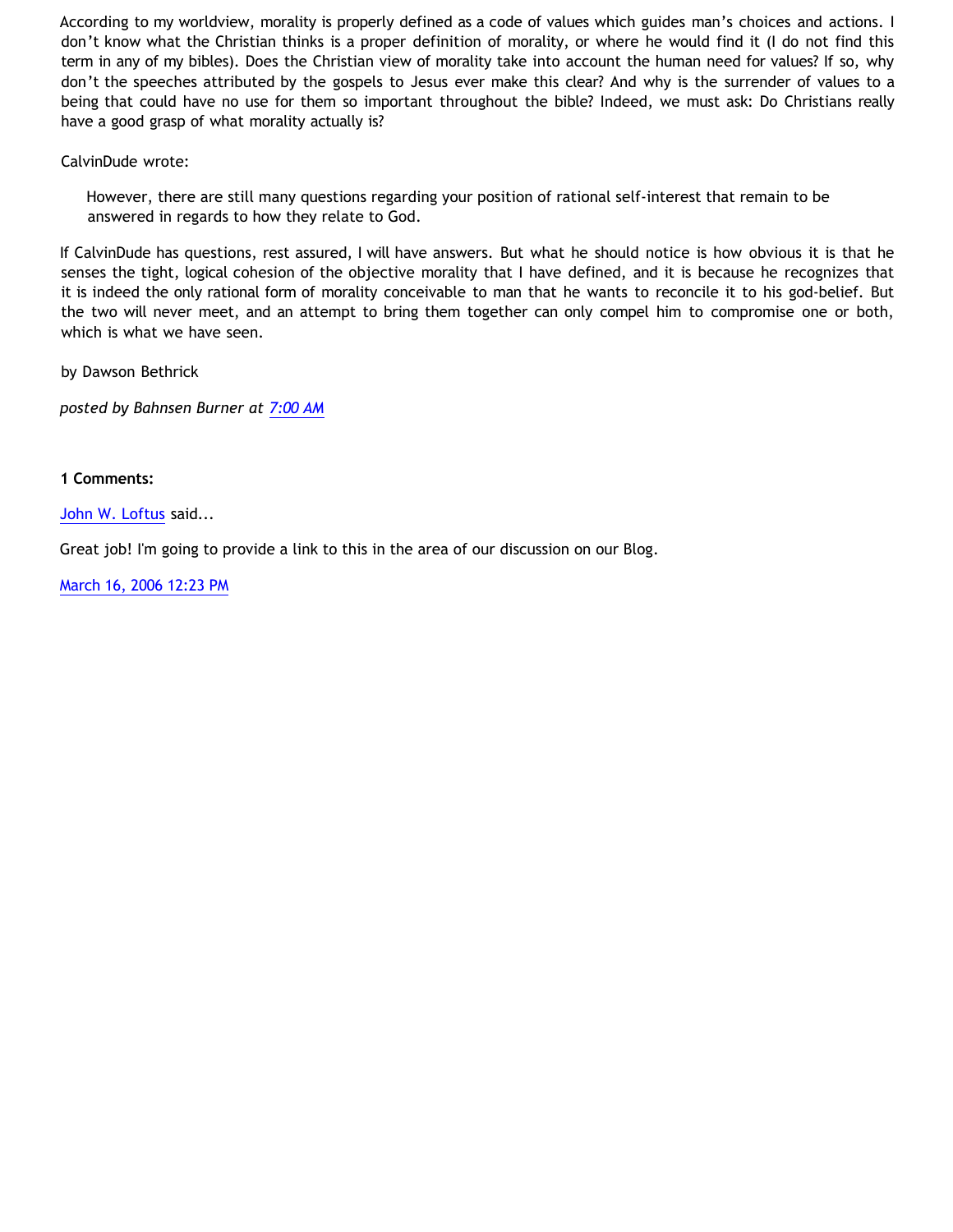According to my worldview, morality is properly defined as a code of values which guides man's choices and actions. I don't know what the Christian thinks is a proper definition of morality, or where he would find it (I do not find this term in any of my bibles). Does the Christian view of morality take into account the human need for values? If so, why don't the speeches attributed by the gospels to Jesus ever make this clear? And why is the surrender of values to a being that could have no use for them so important throughout the bible? Indeed, we must ask: Do Christians really have a good grasp of what morality actually is?

CalvinDude wrote:

> However, there are still many questions regarding your position of rational self-interest that remain to be answered in regards to how they relate to God.

If CalvinDude has questions, rest assured, I will have answers. But what he should notice is how obvious it is that he senses the tight, logical cohesion of the objective morality that I have defined, and it is because he recognizes that it is indeed the only rational form of morality conceivable to man that he wants to reconcile it to his god-belief. But the two will never meet, and an attempt to bring them together can only compel him to compromise one or both, which is what we have seen.

by Dawson Bethrick

*posted by Bahnsen Burner at 7:00 AM*

**1 Comments:**

John W. Loftus said...

Great job! I'm going to provide a link to this in the area of our discussion on our Blog.

March 16, 2006 12:23 PM